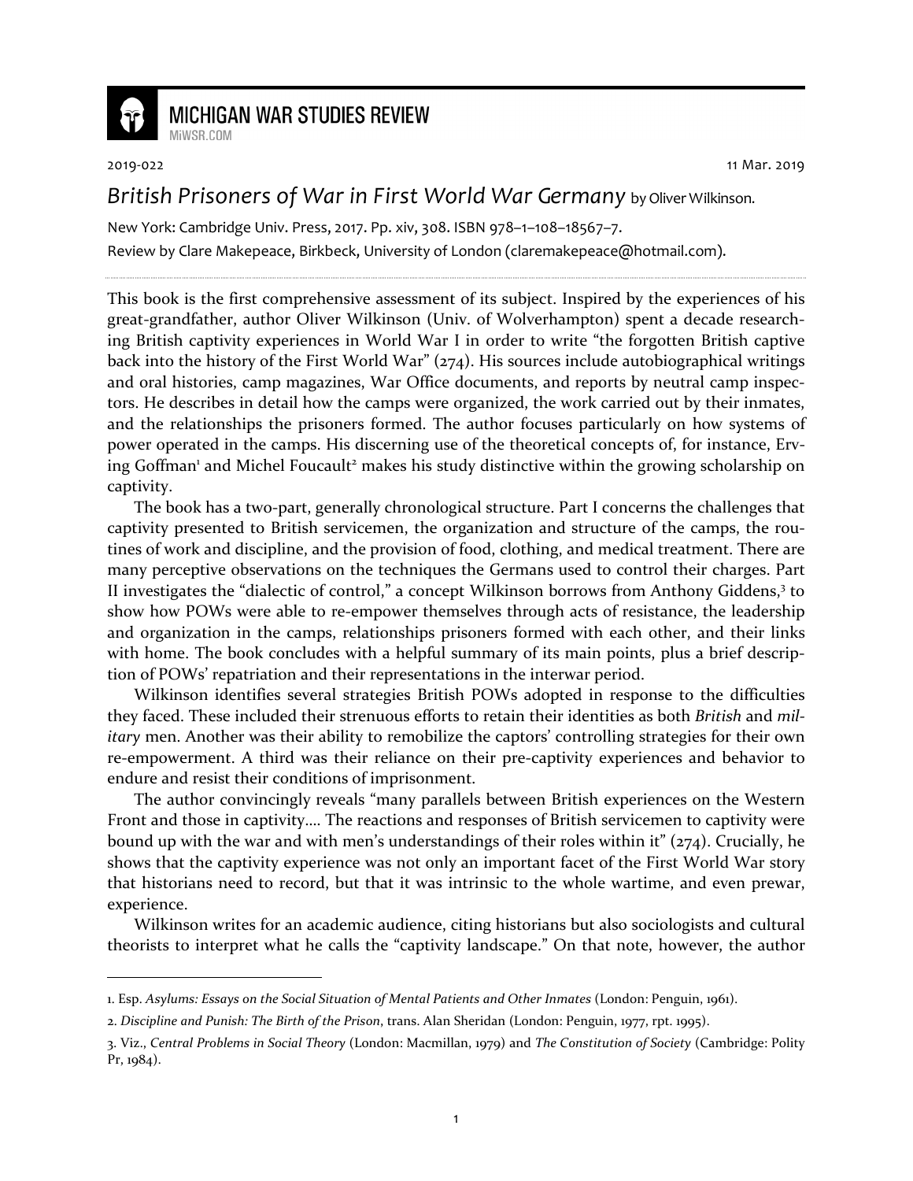**MICHIGAN WAR STUDIES REVIEW**
MiWSR.COM

2019-022 11 Mar. 2019

# *British Prisoners of War in First World War Germany* by Oliver Wilkinson.

New York: Cambridge Univ. Press, 2017. Pp. xiv, 308. ISBN 978–1–108–18567–7.

Review by Clare Makepeace, Birkbeck, University of London (claremakepeace@hotmail.com).

---

This book is the first comprehensive assessment of its subject. Inspired by the experiences of his great-grandfather, author Oliver Wilkinson (Univ. of Wolverhampton) spent a decade researching British captivity experiences in World War I in order to write "the forgotten British captive back into the history of the First World War" (274). His sources include autobiographical writings and oral histories, camp magazines, War Office documents, and reports by neutral camp inspectors. He describes in detail how the camps were organized, the work carried out by their inmates, and the relationships the prisoners formed. The author focuses particularly on how systems of power operated in the camps. His discerning use of the theoretical concepts of, for instance, Erving Goffman[1] and Michel Foucault[2] makes his study distinctive within the growing scholarship on captivity.

The book has a two-part, generally chronological structure. Part I concerns the challenges that captivity presented to British servicemen, the organization and structure of the camps, the routines of work and discipline, and the provision of food, clothing, and medical treatment. There are many perceptive observations on the techniques the Germans used to control their charges. Part II investigates the "dialectic of control," a concept Wilkinson borrows from Anthony Giddens,[3] to show how POWs were able to re-empower themselves through acts of resistance, the leadership and organization in the camps, relationships prisoners formed with each other, and their links with home. The book concludes with a helpful summary of its main points, plus a brief description of POWs' repatriation and their representations in the interwar period.

Wilkinson identifies several strategies British POWs adopted in response to the difficulties they faced. These included their strenuous efforts to retain their identities as both *British* and *military* men. Another was their ability to remobilize the captors' controlling strategies for their own re-empowerment. A third was their reliance on their pre-captivity experiences and behavior to endure and resist their conditions of imprisonment.

The author convincingly reveals "many parallels between British experiences on the Western Front and those in captivity.... The reactions and responses of British servicemen to captivity were bound up with the war and with men's understandings of their roles within it" (274). Crucially, he shows that the captivity experience was not only an important facet of the First World War story that historians need to record, but that it was intrinsic to the whole wartime, and even prewar, experience.

Wilkinson writes for an academic audience, citing historians but also sociologists and cultural theorists to interpret what he calls the "captivity landscape." On that note, however, the author

---

1. Esp. *Asylums: Essays on the Social Situation of Mental Patients and Other Inmates* (London: Penguin, 1961).

2. *Discipline and Punish: The Birth of the Prison*, trans. Alan Sheridan (London: Penguin, 1977, rpt. 1995).

3. Viz., *Central Problems in Social Theory* (London: Macmillan, 1979) and *The Constitution of Society* (Cambridge: Polity Pr, 1984).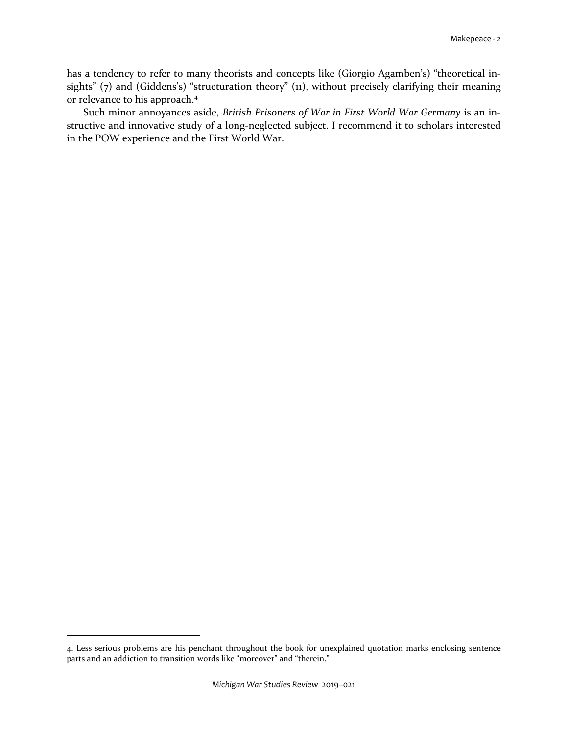has a tendency to refer to many theorists and concepts like (Giorgio Agamben's) "theoretical insights" (7) and (Giddens's) "structuration theory" (11), without precisely clarifying their meaning or relevance to his approach.[4]

Such minor annoyances aside, *British Prisoners of War in First World War Germany* is an instructive and innovative study of a long-neglected subject. I recommend it to scholars interested in the POW experience and the First World War.

4. Less serious problems are his penchant throughout the book for unexplained quotation marks enclosing sentence parts and an addiction to transition words like "moreover" and "therein."